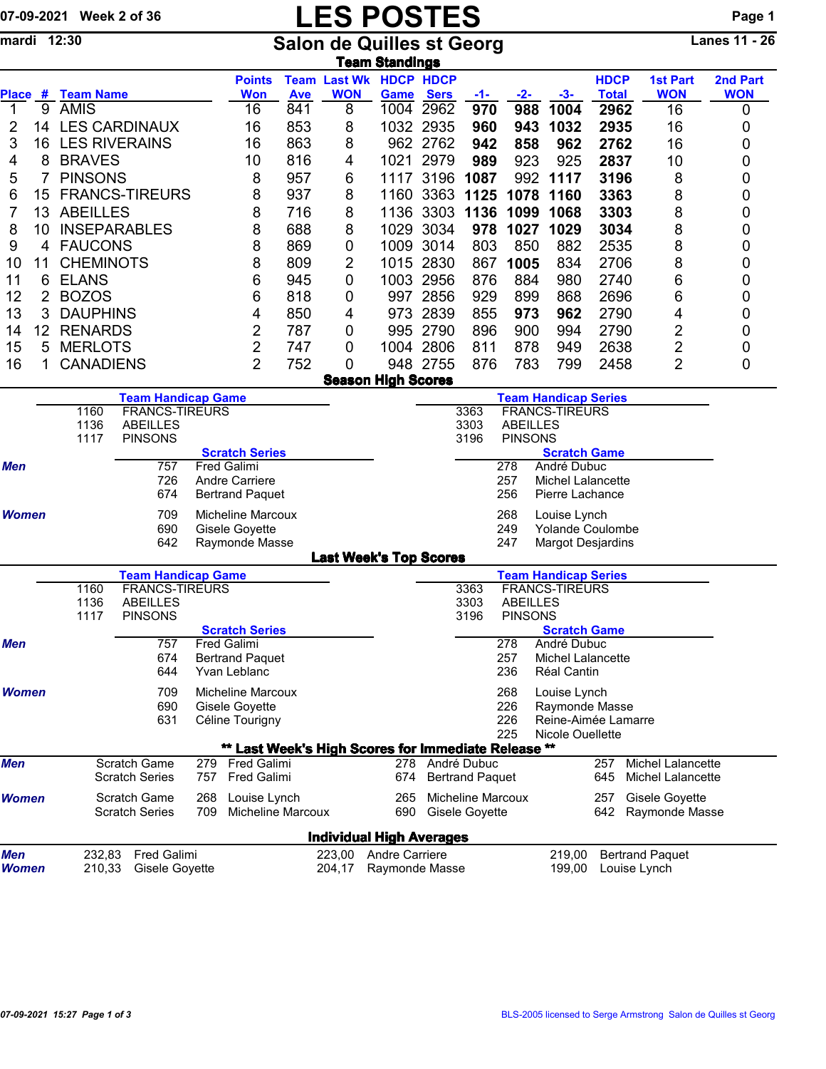07-09-2021 Week 2 of 36

# LES POSTES

mardi 12:30

## Salon de Quilles st Georg

Lanes 11 - 26

### Team Standings

| Place | # | Team Name | Points Won | Team Ave | Last Wk WON | HDCP Game | HDCP Sers | -1- | -2- | -3- | HDCP Total | 1st Part WON | 2nd Part WON |
|---|---|---|---|---|---|---|---|---|---|---|---|---|---|
| 1 | 9 | AMIS | 16 | 841 | 8 | 1004 | 2962 | **970** | **988** | **1004** | **2962** | 16 | 0 |
| 2 | 14 | LES CARDINAUX | 16 | 853 | 8 | 1032 | 2935 | **960** | **943** | **1032** | **2935** | 16 | 0 |
| 3 | 16 | LES RIVERAINS | 16 | 863 | 8 | 962 | 2762 | **942** | **858** | **962** | **2762** | 16 | 0 |
| 4 | 8 | BRAVES | 10 | 816 | 4 | 1021 | 2979 | **989** | 923 | 925 | **2837** | 10 | 0 |
| 5 | 7 | PINSONS | 8 | 957 | 6 | 1117 | 3196 | **1087** | 992 | **1117** | **3196** | 8 | 0 |
| 6 | 15 | FRANCS-TIREURS | 8 | 937 | 8 | 1160 | 3363 | **1125** | **1078** | **1160** | **3363** | 8 | 0 |
| 7 | 13 | ABEILLES | 8 | 716 | 8 | 1136 | 3303 | **1136** | **1099** | **1068** | **3303** | 8 | 0 |
| 8 | 10 | INSEPARABLES | 8 | 688 | 8 | 1029 | 3034 | **978** | **1027** | **1029** | **3034** | 8 | 0 |
| 9 | 4 | FAUCONS | 8 | 869 | 0 | 1009 | 3014 | 803 | 850 | 882 | 2535 | 8 | 0 |
| 10 | 11 | CHEMINOTS | 8 | 809 | 2 | 1015 | 2830 | 867 | **1005** | 834 | 2706 | 8 | 0 |
| 11 | 6 | ELANS | 6 | 945 | 0 | 1003 | 2956 | 876 | 884 | 980 | 2740 | 6 | 0 |
| 12 | 2 | BOZOS | 6 | 818 | 0 | 997 | 2856 | 929 | 899 | 868 | 2696 | 6 | 0 |
| 13 | 3 | DAUPHINS | 4 | 850 | 4 | 973 | 2839 | 855 | **973** | **962** | 2790 | 4 | 0 |
| 14 | 12 | RENARDS | 2 | 787 | 0 | 995 | 2790 | 896 | 900 | 994 | 2790 | 2 | 0 |
| 15 | 5 | MERLOTS | 2 | 747 | 0 | 1004 | 2806 | 811 | 878 | 949 | 2638 | 2 | 0 |
| 16 | 1 | CANADIENS | 2 | 752 | 0 | 948 | 2755 | 876 | 783 | 799 | 2458 | 2 | 0 |

### Season High Scores

**Team Handicap Game**

| | |
|---|---|
| 1160 | FRANCS-TIREURS |
| 1136 | ABEILLES |
| 1117 | PINSONS |

**Team Handicap Series**

| | |
|---|---|
| 3363 | FRANCS-TIREURS |
| 3303 | ABEILLES |
| 3196 | PINSONS |

| | Scratch Series | | Scratch Game | |
|---|---|---|---|---|
| ***Men*** | 757 | Fred Galimi | 278 | André Dubuc |
| | 726 | Andre Carriere | 257 | Michel Lalancette |
| | 674 | Bertrand Paquet | 256 | Pierre Lachance |
| ***Women*** | 709 | Micheline Marcoux | 268 | Louise Lynch |
| | 690 | Gisele Goyette | 249 | Yolande Coulombe |
| | 642 | Raymonde Masse | 247 | Margot Desjardins |

### Last Week's Top Scores

**Team Handicap Game**

| | |
|---|---|
| 1160 | FRANCS-TIREURS |
| 1136 | ABEILLES |
| 1117 | PINSONS |

**Team Handicap Series**

| | |
|---|---|
| 3363 | FRANCS-TIREURS |
| 3303 | ABEILLES |
| 3196 | PINSONS |

| | Scratch Series | | Scratch Game | |
|---|---|---|---|---|
| ***Men*** | 757 | Fred Galimi | 278 | André Dubuc |
| | 674 | Bertrand Paquet | 257 | Michel Lalancette |
| | 644 | Yvan Leblanc | 236 | Réal Cantin |
| ***Women*** | 709 | Micheline Marcoux | 268 | Louise Lynch |
| | 690 | Gisele Goyette | 226 | Raymonde Masse |
| | 631 | Céline Tourigny | 226 | Reine-Aimée Lamarre |
| | | | 225 | Nicole Ouellette |

### ** Last Week's High Scores for Immediate Release **

| | | | | | | | |
|---|---|---|---|---|---|---|---|
| ***Men*** | Scratch Game | 279 | Fred Galimi | 278 | André Dubuc | 257 | Michel Lalancette |
| | Scratch Series | 757 | Fred Galimi | 674 | Bertrand Paquet | 645 | Michel Lalancette |
| ***Women*** | Scratch Game | 268 | Louise Lynch | 265 | Micheline Marcoux | 257 | Gisele Goyette |
| | Scratch Series | 709 | Micheline Marcoux | 690 | Gisele Goyette | 642 | Raymonde Masse |

### Individual High Averages

| | | | | | | |
|---|---|---|---|---|---|---|
| ***Men*** | 232,83 | Fred Galimi | 223,00 | Andre Carriere | 219,00 | Bertrand Paquet |
| ***Women*** | 210,33 | Gisele Goyette | 204,17 | Raymonde Masse | 199,00 | Louise Lynch |

07-09-2021 15:27

BLS-2005 licensed to Serge Armstrong Salon de Quilles st Georg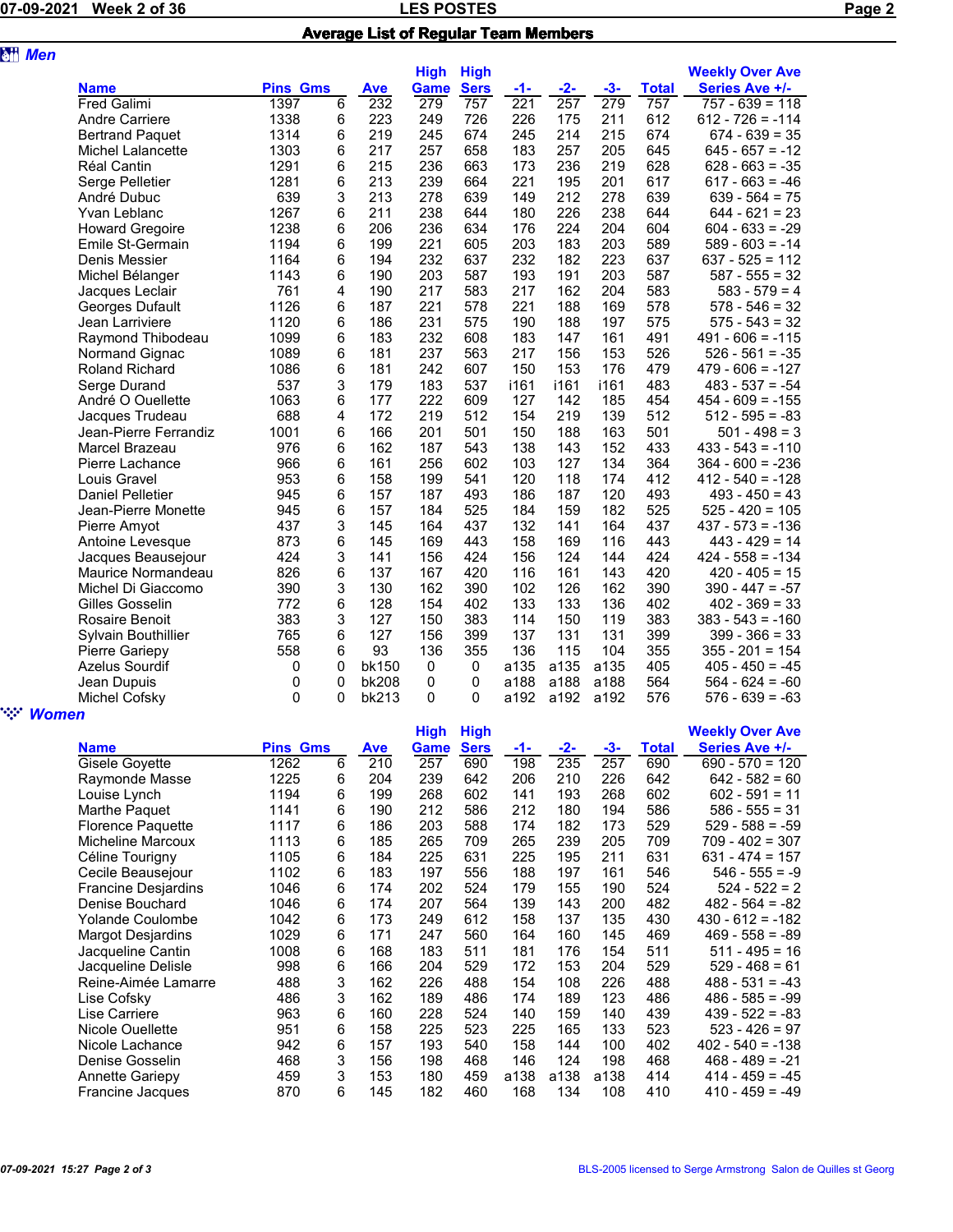# Average List of Regular Team Members

## Men

| Name | Pins | Gms | Ave | High Game | High Sers | -1- | -2- | -3- | Total | Weekly Over Ave Series Ave +/- |
|---|---|---|---|---|---|---|---|---|---|---|
| Fred Galimi | 1397 | 6 | 232 | 279 | 757 | 221 | 257 | 279 | 757 | 757 - 639 = 118 |
| Andre Carriere | 1338 | 6 | 223 | 249 | 726 | 226 | 175 | 211 | 612 | 612 - 726 = -114 |
| Bertrand Paquet | 1314 | 6 | 219 | 245 | 674 | 245 | 214 | 215 | 674 | 674 - 639 = 35 |
| Michel Lalancette | 1303 | 6 | 217 | 257 | 658 | 183 | 257 | 205 | 645 | 645 - 657 = -12 |
| Réal Cantin | 1291 | 6 | 215 | 236 | 663 | 173 | 236 | 219 | 628 | 628 - 663 = -35 |
| Serge Pelletier | 1281 | 6 | 213 | 239 | 664 | 221 | 195 | 201 | 617 | 617 - 663 = -46 |
| André Dubuc | 639 | 3 | 213 | 278 | 639 | 149 | 212 | 278 | 639 | 639 - 564 = 75 |
| Yvan Leblanc | 1267 | 6 | 211 | 238 | 644 | 180 | 226 | 238 | 644 | 644 - 621 = 23 |
| Howard Gregoire | 1238 | 6 | 206 | 236 | 634 | 176 | 224 | 204 | 604 | 604 - 633 = -29 |
| Emile St-Germain | 1194 | 6 | 199 | 221 | 605 | 203 | 183 | 203 | 589 | 589 - 603 = -14 |
| Denis Messier | 1164 | 6 | 194 | 232 | 637 | 232 | 182 | 223 | 637 | 637 - 525 = 112 |
| Michel Bélanger | 1143 | 6 | 190 | 203 | 587 | 193 | 191 | 203 | 587 | 587 - 555 = 32 |
| Jacques Leclair | 761 | 4 | 190 | 217 | 583 | 217 | 162 | 204 | 583 | 583 - 579 = 4 |
| Georges Dufault | 1126 | 6 | 187 | 221 | 578 | 221 | 188 | 169 | 578 | 578 - 546 = 32 |
| Jean Larriviere | 1120 | 6 | 186 | 231 | 575 | 190 | 188 | 197 | 575 | 575 - 543 = 32 |
| Raymond Thibodeau | 1099 | 6 | 183 | 232 | 608 | 183 | 147 | 161 | 491 | 491 - 606 = -115 |
| Normand Gignac | 1089 | 6 | 181 | 237 | 563 | 217 | 156 | 153 | 526 | 526 - 561 = -35 |
| Roland Richard | 1086 | 6 | 181 | 242 | 607 | 150 | 153 | 176 | 479 | 479 - 606 = -127 |
| Serge Durand | 537 | 3 | 179 | 183 | 537 | i161 | i161 | i161 | 483 | 483 - 537 = -54 |
| André O Ouellette | 1063 | 6 | 177 | 222 | 609 | 127 | 142 | 185 | 454 | 454 - 609 = -155 |
| Jacques Trudeau | 688 | 4 | 172 | 219 | 512 | 154 | 219 | 139 | 512 | 512 - 595 = -83 |
| Jean-Pierre Ferrandiz | 1001 | 6 | 166 | 201 | 501 | 150 | 188 | 163 | 501 | 501 - 498 = 3 |
| Marcel Brazeau | 976 | 6 | 162 | 187 | 543 | 138 | 143 | 152 | 433 | 433 - 543 = -110 |
| Pierre Lachance | 966 | 6 | 161 | 256 | 602 | 103 | 127 | 134 | 364 | 364 - 600 = -236 |
| Louis Gravel | 953 | 6 | 158 | 199 | 541 | 120 | 118 | 174 | 412 | 412 - 540 = -128 |
| Daniel Pelletier | 945 | 6 | 157 | 187 | 493 | 186 | 187 | 120 | 493 | 493 - 450 = 43 |
| Jean-Pierre Monette | 945 | 6 | 157 | 184 | 525 | 184 | 159 | 182 | 525 | 525 - 420 = 105 |
| Pierre Amyot | 437 | 3 | 145 | 164 | 437 | 132 | 141 | 164 | 437 | 437 - 573 = -136 |
| Antoine Levesque | 873 | 6 | 145 | 169 | 443 | 158 | 169 | 116 | 443 | 443 - 429 = 14 |
| Jacques Beausejour | 424 | 3 | 141 | 156 | 424 | 156 | 124 | 144 | 424 | 424 - 558 = -134 |
| Maurice Normandeau | 826 | 6 | 137 | 167 | 420 | 116 | 161 | 143 | 420 | 420 - 405 = 15 |
| Michel Di Giaccomo | 390 | 3 | 130 | 162 | 390 | 102 | 126 | 162 | 390 | 390 - 447 = -57 |
| Gilles Gosselin | 772 | 6 | 128 | 154 | 402 | 133 | 133 | 136 | 402 | 402 - 369 = 33 |
| Rosaire Benoit | 383 | 3 | 127 | 150 | 383 | 114 | 150 | 119 | 383 | 383 - 543 = -160 |
| Sylvain Bouthillier | 765 | 6 | 127 | 156 | 399 | 137 | 131 | 131 | 399 | 399 - 366 = 33 |
| Pierre Gariepy | 558 | 6 | 93 | 136 | 355 | 136 | 115 | 104 | 355 | 355 - 201 = 154 |
| Azelus Sourdif | 0 | 0 | bk150 | 0 | 0 | a135 | a135 | a135 | 405 | 405 - 450 = -45 |
| Jean Dupuis | 0 | 0 | bk208 | 0 | 0 | a188 | a188 | a188 | 564 | 564 - 624 = -60 |
| Michel Cofsky | 0 | 0 | bk213 | 0 | 0 | a192 | a192 | a192 | 576 | 576 - 639 = -63 |

## Women

| Name | Pins | Gms | Ave | High Game | High Sers | -1- | -2- | -3- | Total | Weekly Over Ave Series Ave +/- |
|---|---|---|---|---|---|---|---|---|---|---|
| Gisele Goyette | 1262 | 6 | 210 | 257 | 690 | 198 | 235 | 257 | 690 | 690 - 570 = 120 |
| Raymonde Masse | 1225 | 6 | 204 | 239 | 642 | 206 | 210 | 226 | 642 | 642 - 582 = 60 |
| Louise Lynch | 1194 | 6 | 199 | 268 | 602 | 141 | 193 | 268 | 602 | 602 - 591 = 11 |
| Marthe Paquet | 1141 | 6 | 190 | 212 | 586 | 212 | 180 | 194 | 586 | 586 - 555 = 31 |
| Florence Paquette | 1117 | 6 | 186 | 203 | 588 | 174 | 182 | 173 | 529 | 529 - 588 = -59 |
| Micheline Marcoux | 1113 | 6 | 185 | 265 | 709 | 265 | 239 | 205 | 709 | 709 - 402 = 307 |
| Céline Tourigny | 1105 | 6 | 184 | 225 | 631 | 225 | 195 | 211 | 631 | 631 - 474 = 157 |
| Cecile Beausejour | 1102 | 6 | 183 | 197 | 556 | 188 | 197 | 161 | 546 | 546 - 555 = -9 |
| Francine Desjardins | 1046 | 6 | 174 | 202 | 524 | 179 | 155 | 190 | 524 | 524 - 522 = 2 |
| Denise Bouchard | 1046 | 6 | 174 | 207 | 564 | 139 | 143 | 200 | 482 | 482 - 564 = -82 |
| Yolande Coulombe | 1042 | 6 | 173 | 249 | 612 | 158 | 137 | 135 | 430 | 430 - 612 = -182 |
| Margot Desjardins | 1029 | 6 | 171 | 247 | 560 | 164 | 160 | 145 | 469 | 469 - 558 = -89 |
| Jacqueline Cantin | 1008 | 6 | 168 | 183 | 511 | 181 | 176 | 154 | 511 | 511 - 495 = 16 |
| Jacqueline Delisle | 998 | 6 | 166 | 204 | 529 | 172 | 153 | 204 | 529 | 529 - 468 = 61 |
| Reine-Aimée Lamarre | 488 | 3 | 162 | 226 | 488 | 154 | 108 | 226 | 488 | 488 - 531 = -43 |
| Lise Cofsky | 486 | 3 | 162 | 189 | 486 | 174 | 189 | 123 | 486 | 486 - 585 = -99 |
| Lise Carriere | 963 | 6 | 160 | 228 | 524 | 140 | 159 | 140 | 439 | 439 - 522 = -83 |
| Nicole Ouellette | 951 | 6 | 158 | 225 | 523 | 225 | 165 | 133 | 523 | 523 - 426 = 97 |
| Nicole Lachance | 942 | 6 | 157 | 193 | 540 | 158 | 144 | 100 | 402 | 402 - 540 = -138 |
| Denise Gosselin | 468 | 3 | 156 | 198 | 468 | 146 | 124 | 198 | 468 | 468 - 489 = -21 |
| Annette Gariepy | 459 | 3 | 153 | 180 | 459 | a138 | a138 | a138 | 414 | 414 - 459 = -45 |
| Francine Jacques | 870 | 6 | 145 | 182 | 460 | 168 | 134 | 108 | 410 | 410 - 459 = -49 |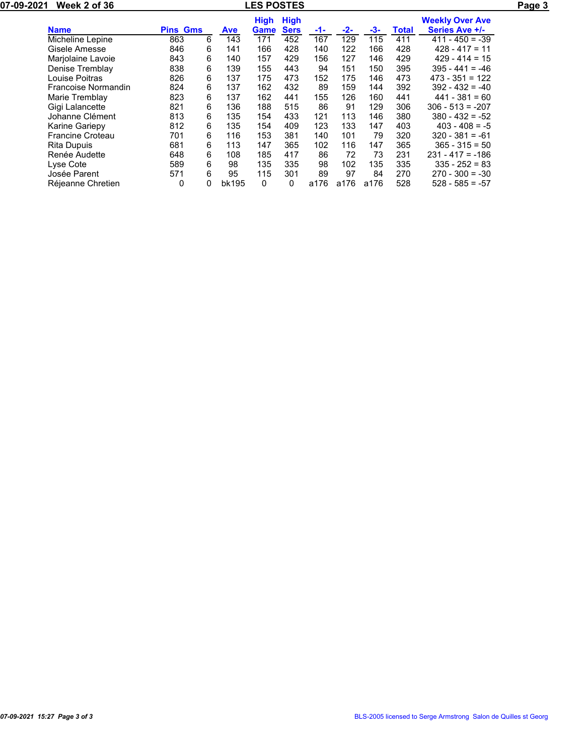| Name | Pins | Gms | Ave | High Game | High Sers | -1- | -2- | -3- | Total | Weekly Over Ave Series Ave +/- |
|---|---|---|---|---|---|---|---|---|---|---|
| Micheline Lepine | 863 | 6 | 143 | 171 | 452 | 167 | 129 | 115 | 411 | 411 - 450 = -39 |
| Gisele Amesse | 846 | 6 | 141 | 166 | 428 | 140 | 122 | 166 | 428 | 428 - 417 = 11 |
| Marjolaine Lavoie | 843 | 6 | 140 | 157 | 429 | 156 | 127 | 146 | 429 | 429 - 414 = 15 |
| Denise Tremblay | 838 | 6 | 139 | 155 | 443 | 94 | 151 | 150 | 395 | 395 - 441 = -46 |
| Louise Poitras | 826 | 6 | 137 | 175 | 473 | 152 | 175 | 146 | 473 | 473 - 351 = 122 |
| Francoise Normandin | 824 | 6 | 137 | 162 | 432 | 89 | 159 | 144 | 392 | 392 - 432 = -40 |
| Marie Tremblay | 823 | 6 | 137 | 162 | 441 | 155 | 126 | 160 | 441 | 441 - 381 = 60 |
| Gigi Lalancette | 821 | 6 | 136 | 188 | 515 | 86 | 91 | 129 | 306 | 306 - 513 = -207 |
| Johanne Clément | 813 | 6 | 135 | 154 | 433 | 121 | 113 | 146 | 380 | 380 - 432 = -52 |
| Karine Gariepy | 812 | 6 | 135 | 154 | 409 | 123 | 133 | 147 | 403 | 403 - 408 = -5 |
| Francine Croteau | 701 | 6 | 116 | 153 | 381 | 140 | 101 | 79 | 320 | 320 - 381 = -61 |
| Rita Dupuis | 681 | 6 | 113 | 147 | 365 | 102 | 116 | 147 | 365 | 365 - 315 = 50 |
| Renée Audette | 648 | 6 | 108 | 185 | 417 | 86 | 72 | 73 | 231 | 231 - 417 = -186 |
| Lyse Cote | 589 | 6 | 98 | 135 | 335 | 98 | 102 | 135 | 335 | 335 - 252 = 83 |
| Josée Parent | 571 | 6 | 95 | 115 | 301 | 89 | 97 | 84 | 270 | 270 - 300 = -30 |
| Réjeanne Chretien | 0 | 0 | bk195 | 0 | 0 | a176 | a176 | a176 | 528 | 528 - 585 = -57 |